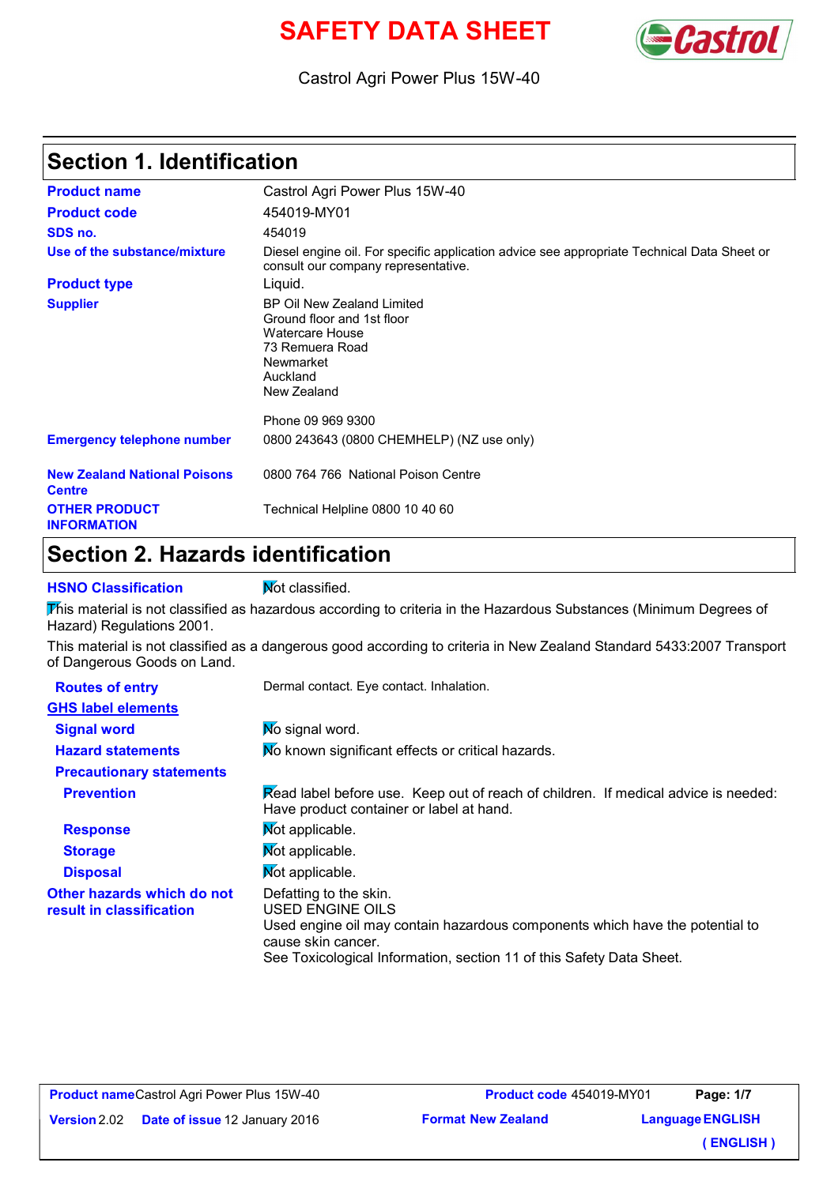# SAFETY DATA SHEET

Castrol Agri Power Plus 15W-40

## Section 1. Identification

| | |
|---|---|
| **Product name** | Castrol Agri Power Plus 15W-40 |
| **Product code** | 454019-MY01 |
| **SDS no.** | 454019 |
| **Use of the substance/mixture** | Diesel engine oil. For specific application advice see appropriate Technical Data Sheet or consult our company representative. |
| **Product type** | Liquid. |
| **Supplier** | BP Oil New Zealand Limited<br>Ground floor and 1st floor<br>Watercare House<br>73 Remuera Road<br>Newmarket<br>Auckland<br>New Zealand<br><br>Phone 09 969 9300 |
| **Emergency telephone number** | 0800 243643 (0800 CHEMHELP) (NZ use only) |
| **New Zealand National Poisons Centre** | 0800 764 766 National Poison Centre |
| **OTHER PRODUCT INFORMATION** | Technical Helpline 0800 10 40 60 |

## Section 2. Hazards identification

**HSNO Classification**: Not classified.

This material is not classified as hazardous according to criteria in the Hazardous Substances (Minimum Degrees of Hazard) Regulations 2001.

This material is not classified as a dangerous good according to criteria in New Zealand Standard 5433:2007 Transport of Dangerous Goods on Land.

**Routes of entry**: Dermal contact. Eye contact. Inhalation.

**GHS label elements**

| | |
|---|---|
| **Signal word** | No signal word. |
| **Hazard statements** | No known significant effects or critical hazards. |
| **Precautionary statements** | |
| **Prevention** | Read label before use. Keep out of reach of children. If medical advice is needed: Have product container or label at hand. |
| **Response** | Not applicable. |
| **Storage** | Not applicable. |
| **Disposal** | Not applicable. |
| **Other hazards which do not result in classification** | Defatting to the skin.<br>USED ENGINE OILS<br>Used engine oil may contain hazardous components which have the potential to cause skin cancer.<br>See Toxicological Information, section 11 of this Safety Data Sheet. |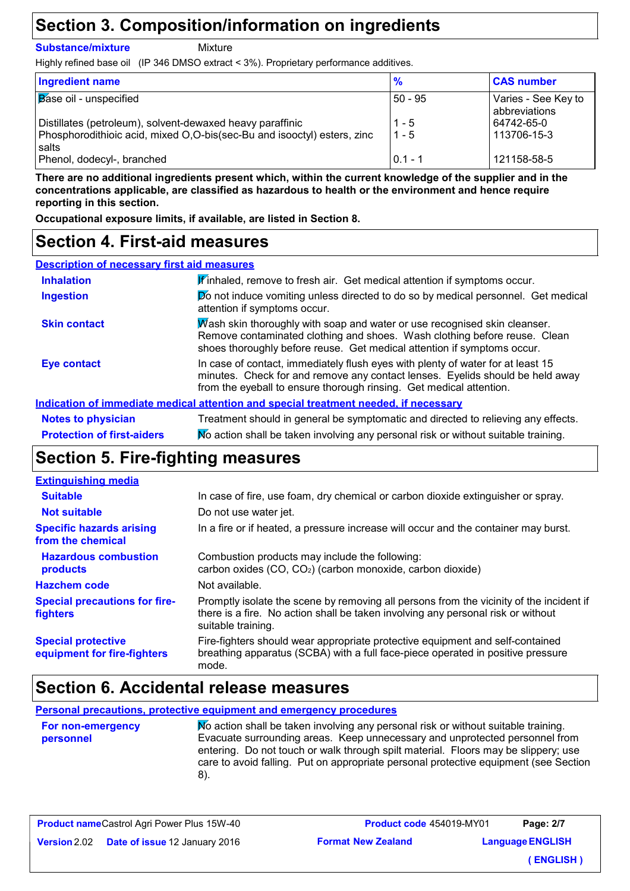## Section 3. Composition/information on ingredients

**Substance/mixture** Mixture

Highly refined base oil (IP 346 DMSO extract < 3%). Proprietary performance additives.

| Ingredient name | % | CAS number |
|---|---|---|
| Base oil - unspecified | 50 - 95 | Varies - See Key to abbreviations |
| Distillates (petroleum), solvent-dewaxed heavy paraffinic | 1 - 5 | 64742-65-0 |
| Phosphorodithioic acid, mixed O,O-bis(sec-Bu and isooctyl) esters, zinc salts | 1 - 5 | 113706-15-3 |
| Phenol, dodecyl-, branched | 0.1 - 1 | 121158-58-5 |

**There are no additional ingredients present which, within the current knowledge of the supplier and in the concentrations applicable, are classified as hazardous to health or the environment and hence require reporting in this section.**

**Occupational exposure limits, if available, are listed in Section 8.**

## Section 4. First-aid measures

### Description of necessary first aid measures

**Inhalation** If inhaled, remove to fresh air. Get medical attention if symptoms occur.

**Ingestion** Do not induce vomiting unless directed to do so by medical personnel. Get medical attention if symptoms occur.

**Skin contact** Wash skin thoroughly with soap and water or use recognised skin cleanser. Remove contaminated clothing and shoes. Wash clothing before reuse. Clean shoes thoroughly before reuse. Get medical attention if symptoms occur.

**Eye contact** In case of contact, immediately flush eyes with plenty of water for at least 15 minutes. Check for and remove any contact lenses. Eyelids should be held away from the eyeball to ensure thorough rinsing. Get medical attention.

### Indication of immediate medical attention and special treatment needed, if necessary

**Notes to physician** Treatment should in general be symptomatic and directed to relieving any effects.

**Protection of first-aiders** No action shall be taken involving any personal risk or without suitable training.

## Section 5. Fire-fighting measures

### Extinguishing media

**Suitable** In case of fire, use foam, dry chemical or carbon dioxide extinguisher or spray.

**Not suitable** Do not use water jet.

**Specific hazards arising from the chemical** In a fire or if heated, a pressure increase will occur and the container may burst.

**Hazardous combustion products** Combustion products may include the following:
carbon oxides ($CO$, $CO_2$) (carbon monoxide, carbon dioxide)

**Hazchem code** Not available.

**Special precautions for fire-fighters** Promptly isolate the scene by removing all persons from the vicinity of the incident if there is a fire. No action shall be taken involving any personal risk or without suitable training.

**Special protective equipment for fire-fighters** Fire-fighters should wear appropriate protective equipment and self-contained breathing apparatus (SCBA) with a full face-piece operated in positive pressure mode.

## Section 6. Accidental release measures

### Personal precautions, protective equipment and emergency procedures

**For non-emergency personnel** No action shall be taken involving any personal risk or without suitable training. Evacuate surrounding areas. Keep unnecessary and unprotected personnel from entering. Do not touch or walk through spilt material. Floors may be slippery; use care to avoid falling. Put on appropriate personal protective equipment (see Section 8).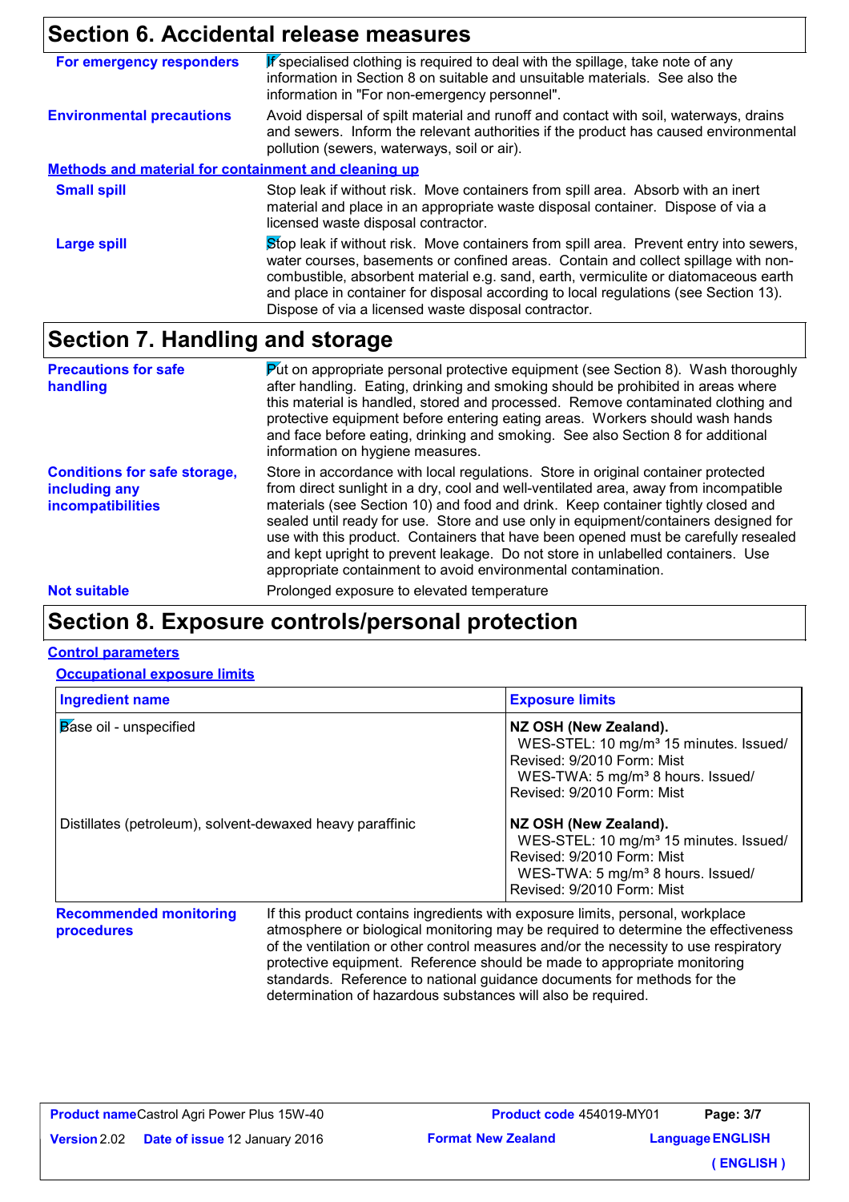## Section 6. Accidental release measures

**For emergency responders**
If specialised clothing is required to deal with the spillage, take note of any information in Section 8 on suitable and unsuitable materials. See also the information in "For non-emergency personnel".

**Environmental precautions**
Avoid dispersal of spilt material and runoff and contact with soil, waterways, drains and sewers. Inform the relevant authorities if the product has caused environmental pollution (sewers, waterways, soil or air).

### Methods and material for containment and cleaning up

**Small spill**
Stop leak if without risk. Move containers from spill area. Absorb with an inert material and place in an appropriate waste disposal container. Dispose of via a licensed waste disposal contractor.

**Large spill**
Stop leak if without risk. Move containers from spill area. Prevent entry into sewers, water courses, basements or confined areas. Contain and collect spillage with non-combustible, absorbent material e.g. sand, earth, vermiculite or diatomaceous earth and place in container for disposal according to local regulations (see Section 13). Dispose of via a licensed waste disposal contractor.

## Section 7. Handling and storage

**Precautions for safe handling**
Put on appropriate personal protective equipment (see Section 8). Wash thoroughly after handling. Eating, drinking and smoking should be prohibited in areas where this material is handled, stored and processed. Remove contaminated clothing and protective equipment before entering eating areas. Workers should wash hands and face before eating, drinking and smoking. See also Section 8 for additional information on hygiene measures.

**Conditions for safe storage, including any incompatibilities**
Store in accordance with local regulations. Store in original container protected from direct sunlight in a dry, cool and well-ventilated area, away from incompatible materials (see Section 10) and food and drink. Keep container tightly closed and sealed until ready for use. Store and use only in equipment/containers designed for use with this product. Containers that have been opened must be carefully resealed and kept upright to prevent leakage. Do not store in unlabelled containers. Use appropriate containment to avoid environmental contamination.

**Not suitable**
Prolonged exposure to elevated temperature

## Section 8. Exposure controls/personal protection

### Control parameters

#### Occupational exposure limits

| Ingredient name | Exposure limits |
|---|---|
| Base oil - unspecified | **NZ OSH (New Zealand).** WES-STEL: 10 mg/m³ 15 minutes. Issued/Revised: 9/2010 Form: Mist WES-TWA: 5 mg/m³ 8 hours. Issued/Revised: 9/2010 Form: Mist |
| Distillates (petroleum), solvent-dewaxed heavy paraffinic | **NZ OSH (New Zealand).** WES-STEL: 10 mg/m³ 15 minutes. Issued/Revised: 9/2010 Form: Mist WES-TWA: 5 mg/m³ 8 hours. Issued/Revised: 9/2010 Form: Mist |

**Recommended monitoring procedures**
If this product contains ingredients with exposure limits, personal, workplace atmosphere or biological monitoring may be required to determine the effectiveness of the ventilation or other control measures and/or the necessity to use respiratory protective equipment. Reference should be made to appropriate monitoring standards. Reference to national guidance documents for methods for the determination of hazardous substances will also be required.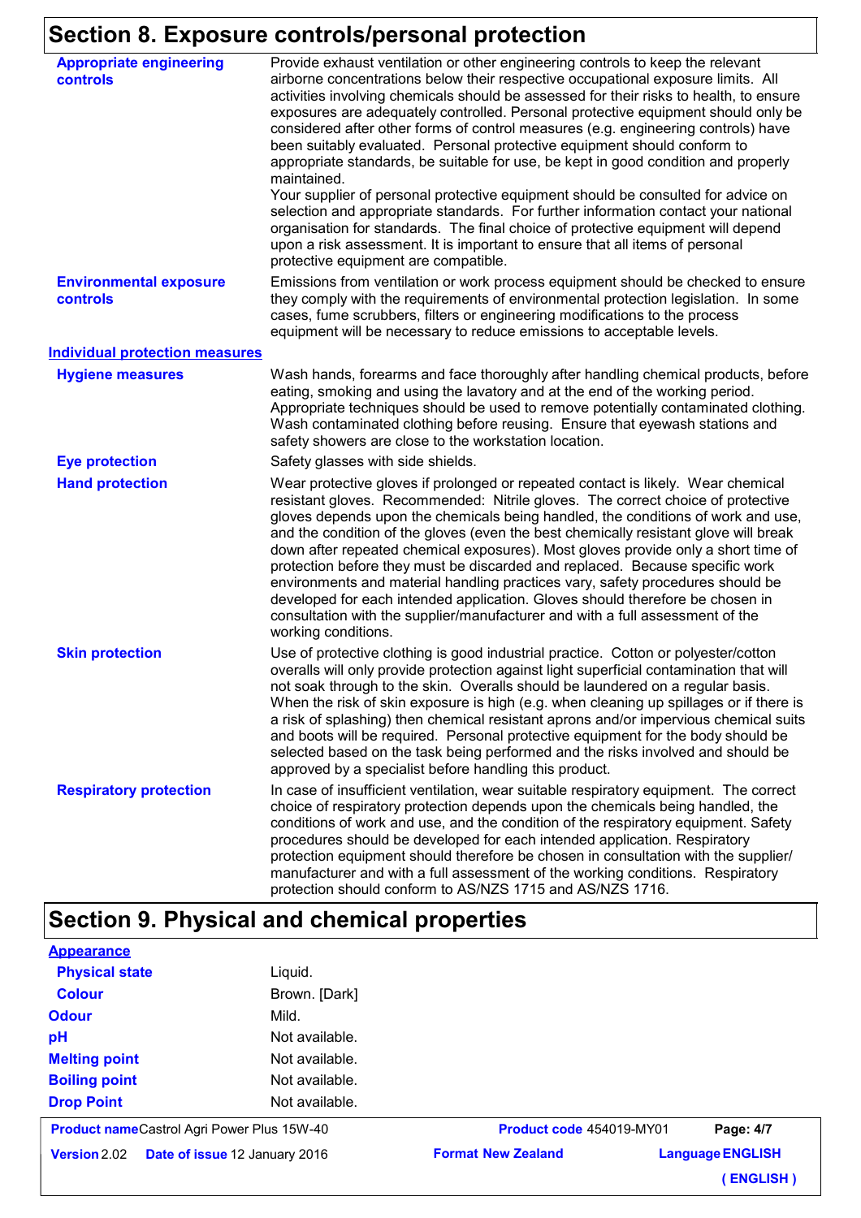## Section 8. Exposure controls/personal protection

| | |
|---|---|
| **Appropriate engineering controls** | Provide exhaust ventilation or other engineering controls to keep the relevant airborne concentrations below their respective occupational exposure limits. All activities involving chemicals should be assessed for their risks to health, to ensure exposures are adequately controlled. Personal protective equipment should only be considered after other forms of control measures (e.g. engineering controls) have been suitably evaluated. Personal protective equipment should conform to appropriate standards, be suitable for use, be kept in good condition and properly maintained.<br>Your supplier of personal protective equipment should be consulted for advice on selection and appropriate standards. For further information contact your national organisation for standards. The final choice of protective equipment will depend upon a risk assessment. It is important to ensure that all items of personal protective equipment are compatible. |
| **Environmental exposure controls** | Emissions from ventilation or work process equipment should be checked to ensure they comply with the requirements of environmental protection legislation. In some cases, fume scrubbers, filters or engineering modifications to the process equipment will be necessary to reduce emissions to acceptable levels. |

**Individual protection measures**

| | |
|---|---|
| **Hygiene measures** | Wash hands, forearms and face thoroughly after handling chemical products, before eating, smoking and using the lavatory and at the end of the working period. Appropriate techniques should be used to remove potentially contaminated clothing. Wash contaminated clothing before reusing. Ensure that eyewash stations and safety showers are close to the workstation location. |
| **Eye protection** | Safety glasses with side shields. |
| **Hand protection** | Wear protective gloves if prolonged or repeated contact is likely. Wear chemical resistant gloves. Recommended: Nitrile gloves. The correct choice of protective gloves depends upon the chemicals being handled, the conditions of work and use, and the condition of the gloves (even the best chemically resistant glove will break down after repeated chemical exposures). Most gloves provide only a short time of protection before they must be discarded and replaced. Because specific work environments and material handling practices vary, safety procedures should be developed for each intended application. Gloves should therefore be chosen in consultation with the supplier/manufacturer and with a full assessment of the working conditions. |
| **Skin protection** | Use of protective clothing is good industrial practice. Cotton or polyester/cotton overalls will only provide protection against light superficial contamination that will not soak through to the skin. Overalls should be laundered on a regular basis. When the risk of skin exposure is high (e.g. when cleaning up spillages or if there is a risk of splashing) then chemical resistant aprons and/or impervious chemical suits and boots will be required. Personal protective equipment for the body should be selected based on the task being performed and the risks involved and should be approved by a specialist before handling this product. |
| **Respiratory protection** | In case of insufficient ventilation, wear suitable respiratory equipment. The correct choice of respiratory protection depends upon the chemicals being handled, the conditions of work and use, and the condition of the respiratory equipment. Safety procedures should be developed for each intended application. Respiratory protection equipment should therefore be chosen in consultation with the supplier/manufacturer and with a full assessment of the working conditions. Respiratory protection should conform to AS/NZS 1715 and AS/NZS 1716. |

## Section 9. Physical and chemical properties

**Appearance**

| | |
|---|---|
| **Physical state** | Liquid. |
| **Colour** | Brown. [Dark] |
| **Odour** | Mild. |
| **pH** | Not available. |
| **Melting point** | Not available. |
| **Boiling point** | Not available. |
| **Drop Point** | Not available. |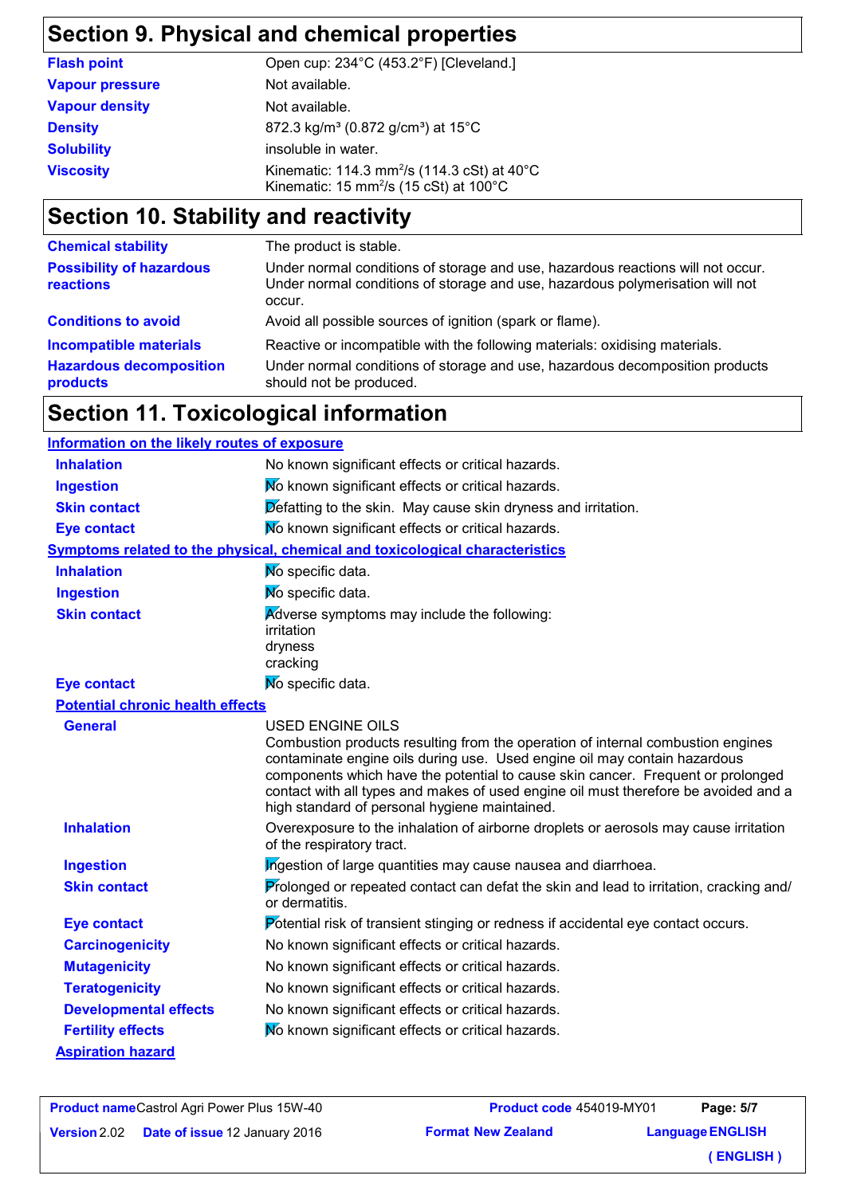## Section 9. Physical and chemical properties

| | |
|---|---|
| **Flash point** | Open cup: 234°C (453.2°F) [Cleveland.] |
| **Vapour pressure** | Not available. |
| **Vapour density** | Not available. |
| **Density** | 872.3 kg/m³ (0.872 g/cm³) at 15°C |
| **Solubility** | insoluble in water. |
| **Viscosity** | Kinematic: 114.3 mm²/s (114.3 cSt) at 40°C<br>Kinematic: 15 mm²/s (15 cSt) at 100°C |

## Section 10. Stability and reactivity

| | |
|---|---|
| **Chemical stability** | The product is stable. |
| **Possibility of hazardous reactions** | Under normal conditions of storage and use, hazardous reactions will not occur.<br>Under normal conditions of storage and use, hazardous polymerisation will not occur. |
| **Conditions to avoid** | Avoid all possible sources of ignition (spark or flame). |
| **Incompatible materials** | Reactive or incompatible with the following materials: oxidising materials. |
| **Hazardous decomposition products** | Under normal conditions of storage and use, hazardous decomposition products should not be produced. |

## Section 11. Toxicological information

**Information on the likely routes of exposure**

| | |
|---|---|
| **Inhalation** | No known significant effects or critical hazards. |
| **Ingestion** | No known significant effects or critical hazards. |
| **Skin contact** | Defatting to the skin. May cause skin dryness and irritation. |
| **Eye contact** | No known significant effects or critical hazards. |

**Symptoms related to the physical, chemical and toxicological characteristics**

| | |
|---|---|
| **Inhalation** | No specific data. |
| **Ingestion** | No specific data. |
| **Skin contact** | Adverse symptoms may include the following:<br>irritation<br>dryness<br>cracking |
| **Eye contact** | No specific data. |

**Potential chronic health effects**

| | |
|---|---|
| **General** | USED ENGINE OILS<br>Combustion products resulting from the operation of internal combustion engines contaminate engine oils during use. Used engine oil may contain hazardous components which have the potential to cause skin cancer. Frequent or prolonged contact with all types and makes of used engine oil must therefore be avoided and a high standard of personal hygiene maintained. |
| **Inhalation** | Overexposure to the inhalation of airborne droplets or aerosols may cause irritation of the respiratory tract. |
| **Ingestion** | Ingestion of large quantities may cause nausea and diarrhoea. |
| **Skin contact** | Prolonged or repeated contact can defat the skin and lead to irritation, cracking and/or dermatitis. |
| **Eye contact** | Potential risk of transient stinging or redness if accidental eye contact occurs. |
| **Carcinogenicity** | No known significant effects or critical hazards. |
| **Mutagenicity** | No known significant effects or critical hazards. |
| **Teratogenicity** | No known significant effects or critical hazards. |
| **Developmental effects** | No known significant effects or critical hazards. |
| **Fertility effects** | No known significant effects or critical hazards. |

**Aspiration hazard**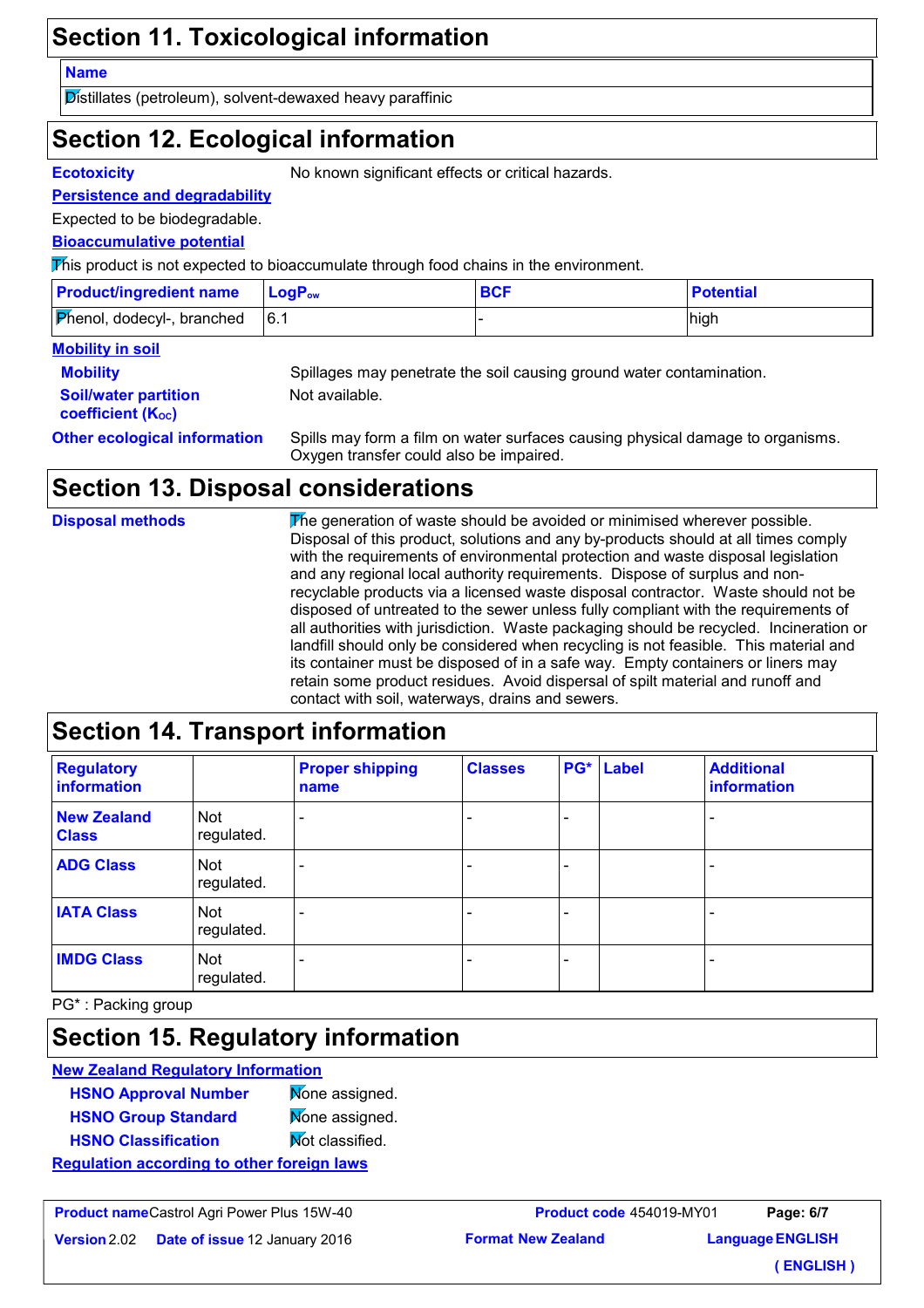## Section 11. Toxicological information

| Name |
|---|
| Distillates (petroleum), solvent-dewaxed heavy paraffinic |

## Section 12. Ecological information

**Ecotoxicity** No known significant effects or critical hazards.

**Persistence and degradability**

Expected to be biodegradable.

**Bioaccumulative potential**

This product is not expected to bioaccumulate through food chains in the environment.

| Product/ingredient name | $LogP_{ow}$ | BCF | Potential |
|---|---|---|---|
| Phenol, dodecyl-, branched | 6.1 | - | high |

**Mobility in soil**

**Mobility** Spillages may penetrate the soil causing ground water contamination.

**Soil/water partition coefficient ($K_{OC}$)** Not available.

**Other ecological information** Spills may form a film on water surfaces causing physical damage to organisms. Oxygen transfer could also be impaired.

## Section 13. Disposal considerations

**Disposal methods** The generation of waste should be avoided or minimised wherever possible. Disposal of this product, solutions and any by-products should at all times comply with the requirements of environmental protection and waste disposal legislation and any regional local authority requirements. Dispose of surplus and non-recyclable products via a licensed waste disposal contractor. Waste should not be disposed of untreated to the sewer unless fully compliant with the requirements of all authorities with jurisdiction. Waste packaging should be recycled. Incineration or landfill should only be considered when recycling is not feasible. This material and its container must be disposed of in a safe way. Empty containers or liners may retain some product residues. Avoid dispersal of spilt material and runoff and contact with soil, waterways, drains and sewers.

## Section 14. Transport information

| Regulatory information | | Proper shipping name | Classes | PG* | Label | Additional information |
|---|---|---|---|---|---|---|
| New Zealand Class | Not regulated. | - | - | - | | - |
| ADG Class | Not regulated. | - | - | - | | - |
| IATA Class | Not regulated. | - | - | - | | - |
| IMDG Class | Not regulated. | - | - | - | | - |

PG* : Packing group

## Section 15. Regulatory information

**New Zealand Regulatory Information**

**HSNO Approval Number** None assigned.

**HSNO Group Standard** None assigned.

**HSNO Classification** Not classified.

**Regulation according to other foreign laws**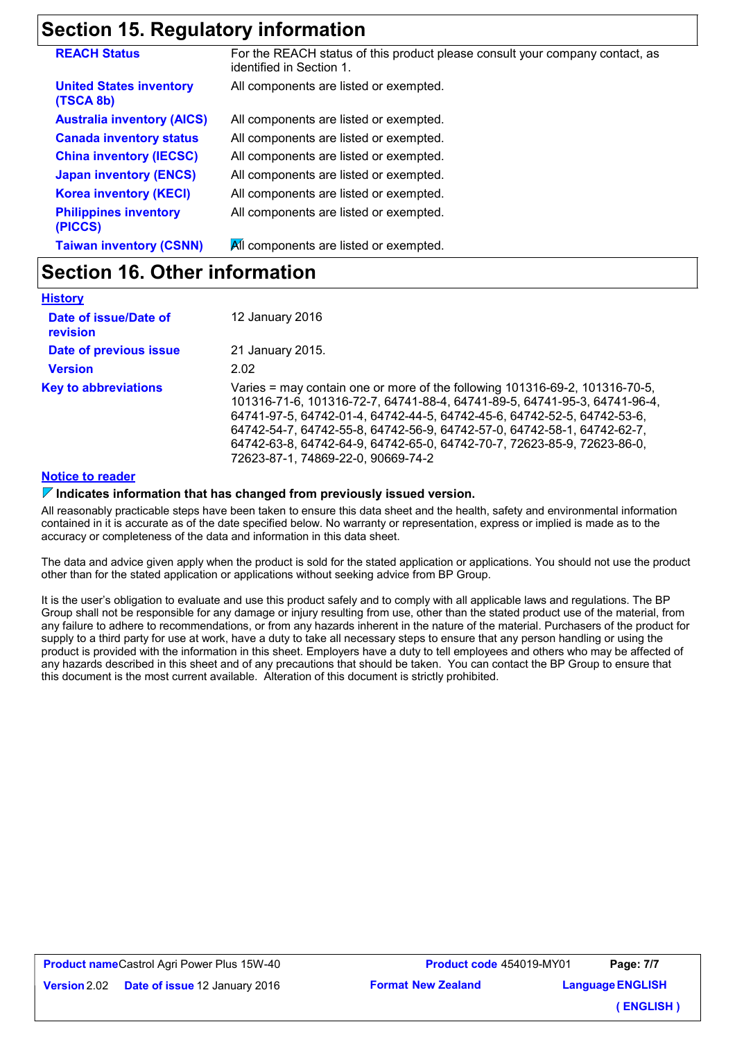## Section 15. Regulatory information

| | |
|---|---|
| **REACH Status** | For the REACH status of this product please consult your company contact, as identified in Section 1. |
| **United States inventory (TSCA 8b)** | All components are listed or exempted. |
| **Australia inventory (AICS)** | All components are listed or exempted. |
| **Canada inventory status** | All components are listed or exempted. |
| **China inventory (IECSC)** | All components are listed or exempted. |
| **Japan inventory (ENCS)** | All components are listed or exempted. |
| **Korea inventory (KECI)** | All components are listed or exempted. |
| **Philippines inventory (PICCS)** | All components are listed or exempted. |
| **Taiwan inventory (CSNN)** | All components are listed or exempted. |

## Section 16. Other information

**History**

| | |
|---|---|
| **Date of issue/Date of revision** | 12 January 2016 |
| **Date of previous issue** | 21 January 2015. |
| **Version** | 2.02 |
| **Key to abbreviations** | Varies = may contain one or more of the following 101316-69-2, 101316-70-5, 101316-71-6, 101316-72-7, 64741-88-4, 64741-89-5, 64741-95-3, 64741-96-4, 64741-97-5, 64742-01-4, 64742-44-5, 64742-45-6, 64742-52-5, 64742-53-6, 64742-54-7, 64742-55-8, 64742-56-9, 64742-57-0, 64742-58-1, 64742-62-7, 64742-63-8, 64742-64-9, 64742-65-0, 64742-70-7, 72623-85-9, 72623-86-0, 72623-87-1, 74869-22-0, 90669-74-2 |

**Notice to reader**

**Indicates information that has changed from previously issued version.**

All reasonably practicable steps have been taken to ensure this data sheet and the health, safety and environmental information contained in it is accurate as of the date specified below. No warranty or representation, express or implied is made as to the accuracy or completeness of the data and information in this data sheet.

The data and advice given apply when the product is sold for the stated application or applications. You should not use the product other than for the stated application or applications without seeking advice from BP Group.

It is the user's obligation to evaluate and use this product safely and to comply with all applicable laws and regulations. The BP Group shall not be responsible for any damage or injury resulting from use, other than the stated product use of the material, from any failure to adhere to recommendations, or from any hazards inherent in the nature of the material. Purchasers of the product for supply to a third party for use at work, have a duty to take all necessary steps to ensure that any person handling or using the product is provided with the information in this sheet. Employers have a duty to tell employees and others who may be affected of any hazards described in this sheet and of any precautions that should be taken. You can contact the BP Group to ensure that this document is the most current available. Alteration of this document is strictly prohibited.